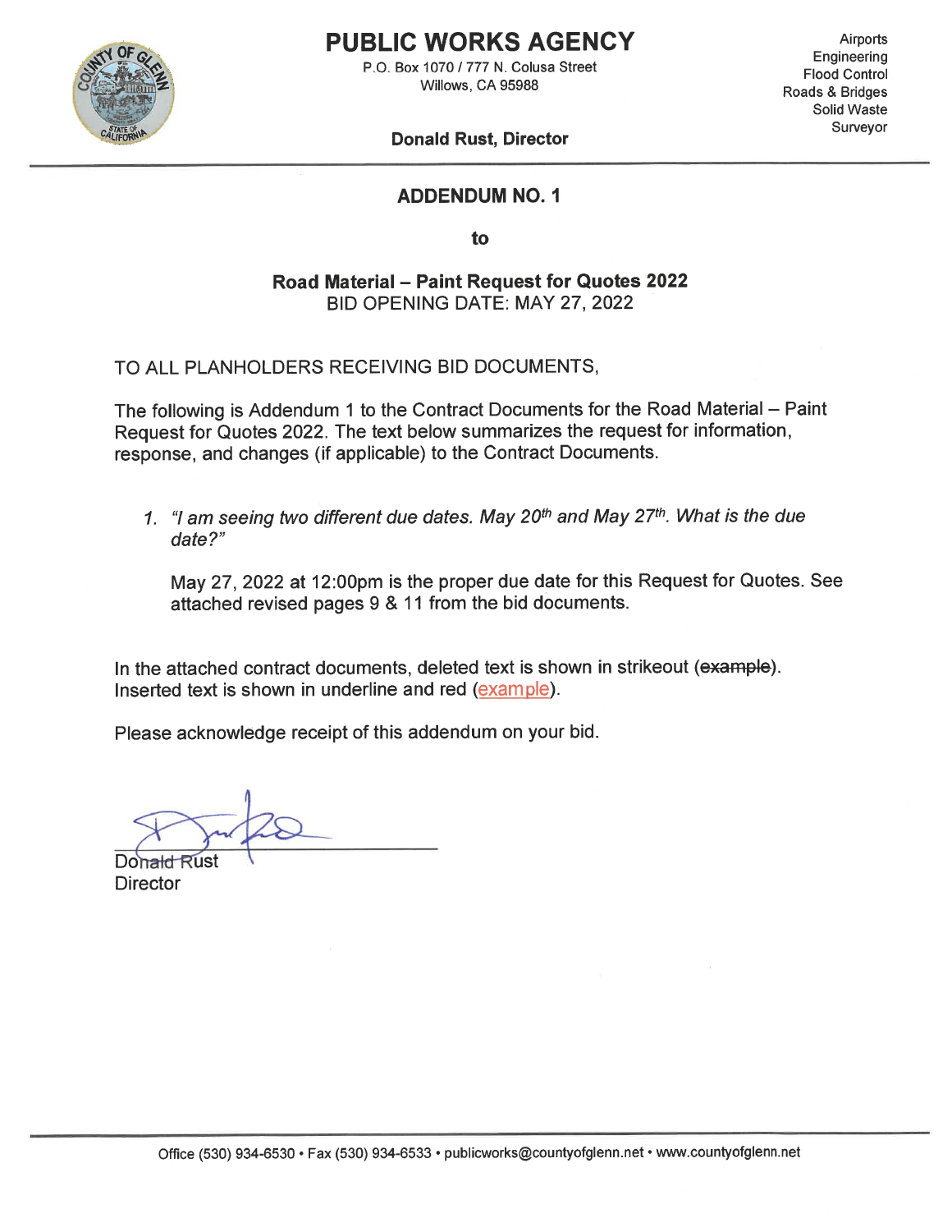# PUBLIC WORKS AGENCY

P.O. Box 1070 / 777 N. Colusa Street
Willows, CA 95988

**Donald Rust, Director**

Airports
Engineering
Flood Control
Roads & Bridges
Solid Waste
Surveyor

## ADDENDUM NO. 1

**to**

**Road Material – Paint Request for Quotes 2022**
BID OPENING DATE: MAY 27, 2022

TO ALL PLANHOLDERS RECEIVING BID DOCUMENTS,

The following is Addendum 1 to the Contract Documents for the Road Material – Paint Request for Quotes 2022. The text below summarizes the request for information, response, and changes (if applicable) to the Contract Documents.

1. *"I am seeing two different due dates. May 20th and May 27th. What is the due date?"*

   May 27, 2022 at 12:00pm is the proper due date for this Request for Quotes. See attached revised pages 9 & 11 from the bid documents.

In the attached contract documents, deleted text is shown in strikeout (~~example~~). Inserted text is shown in underline and red (<u>example</u>).

Please acknowledge receipt of this addendum on your bid.

Donald Rust
Director

Office (530) 934-6530 • Fax (530) 934-6533 • publicworks@countyofglenn.net • www.countyofglenn.net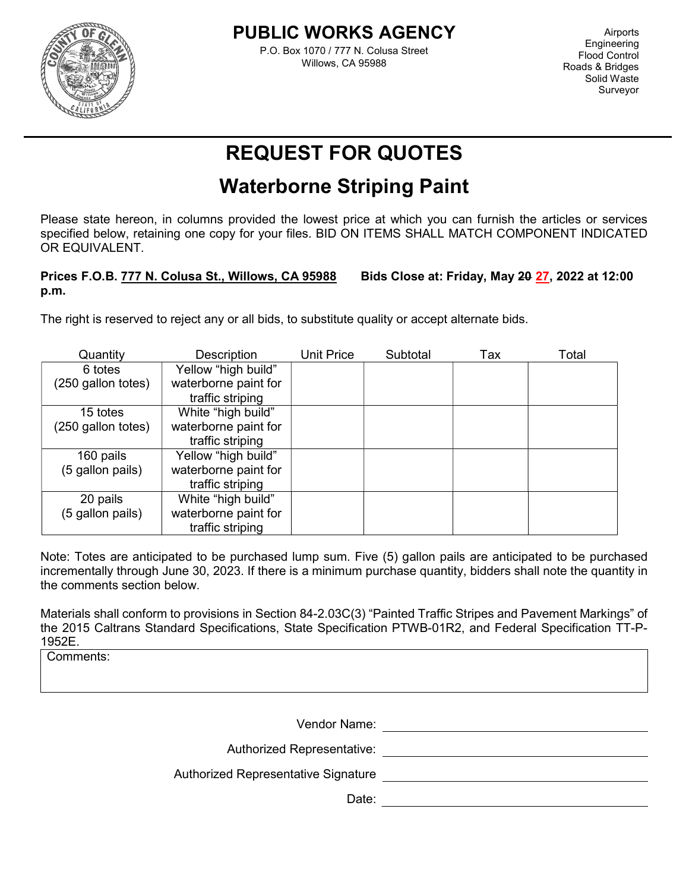# PUBLIC WORKS AGENCY

P.O. Box 1070 / 777 N. Colusa Street
Willows, CA 95988

Airports
Engineering
Flood Control
Roads & Bridges
Solid Waste
Surveyor

# REQUEST FOR QUOTES

## Waterborne Striping Paint

Please state hereon, in columns provided the lowest price at which you can furnish the articles or services specified below, retaining one copy for your files. BID ON ITEMS SHALL MATCH COMPONENT INDICATED OR EQUIVALENT.

**Prices F.O.B. 777 N. Colusa St., Willows, CA 95988 Bids Close at: Friday, May ~~20~~ 27, 2022 at 12:00 p.m.**

The right is reserved to reject any or all bids, to substitute quality or accept alternate bids.

| Quantity | Description | Unit Price | Subtotal | Tax | Total |
|---|---|---|---|---|---|
| 6 totes (250 gallon totes) | Yellow "high build" waterborne paint for traffic striping | | | | |
| 15 totes (250 gallon totes) | White "high build" waterborne paint for traffic striping | | | | |
| 160 pails (5 gallon pails) | Yellow "high build" waterborne paint for traffic striping | | | | |
| 20 pails (5 gallon pails) | White "high build" waterborne paint for traffic striping | | | | |

Note: Totes are anticipated to be purchased lump sum. Five (5) gallon pails are anticipated to be purchased incrementally through June 30, 2023. If there is a minimum purchase quantity, bidders shall note the quantity in the comments section below.

Materials shall conform to provisions in Section 84-2.03C(3) "Painted Traffic Stripes and Pavement Markings" of the 2015 Caltrans Standard Specifications, State Specification PTWB-01R2, and Federal Specification TT-P-1952E.

Comments:

Vendor Name: ______________________

Authorized Representative: ______________________

Authorized Representative Signature ______________________

Date: ______________________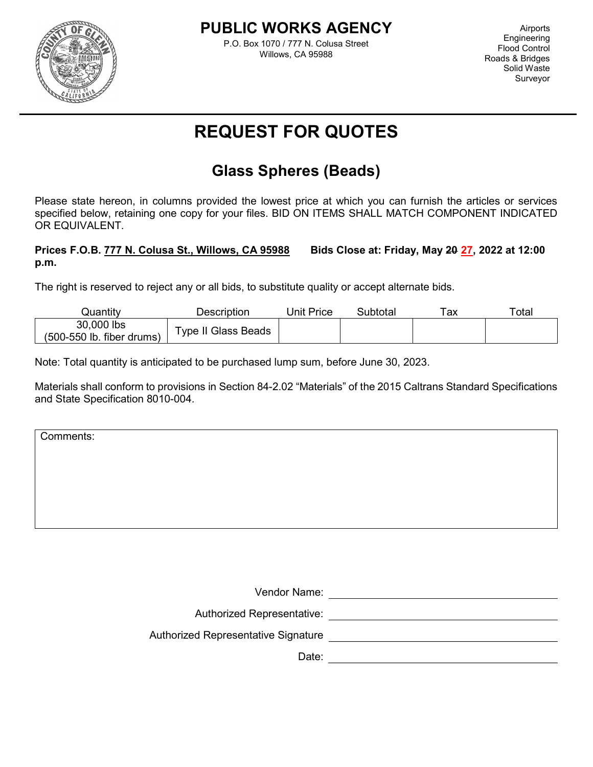# PUBLIC WORKS AGENCY

P.O. Box 1070 / 777 N. Colusa Street
Willows, CA 95988

Airports
Engineering
Flood Control
Roads & Bridges
Solid Waste
Surveyor

# REQUEST FOR QUOTES

## Glass Spheres (Beads)

Please state hereon, in columns provided the lowest price at which you can furnish the articles or services specified below, retaining one copy for your files. BID ON ITEMS SHALL MATCH COMPONENT INDICATED OR EQUIVALENT.

**Prices F.O.B. 777 N. Colusa St., Willows, CA 95988 Bids Close at: Friday, May ~~20~~ 27, 2022 at 12:00 p.m.**

The right is reserved to reject any or all bids, to substitute quality or accept alternate bids.

| Quantity | Description | Unit Price | Subtotal | Tax | Total |
|---|---|---|---|---|---|
| 30,000 lbs (500-550 lb. fiber drums) | Type II Glass Beads | | | | |

Note: Total quantity is anticipated to be purchased lump sum, before June 30, 2023.

Materials shall conform to provisions in Section 84-2.02 "Materials" of the 2015 Caltrans Standard Specifications and State Specification 8010-004.

Comments:

Vendor Name: ______________________

Authorized Representative: ______________________

Authorized Representative Signature ______________________

Date: ______________________